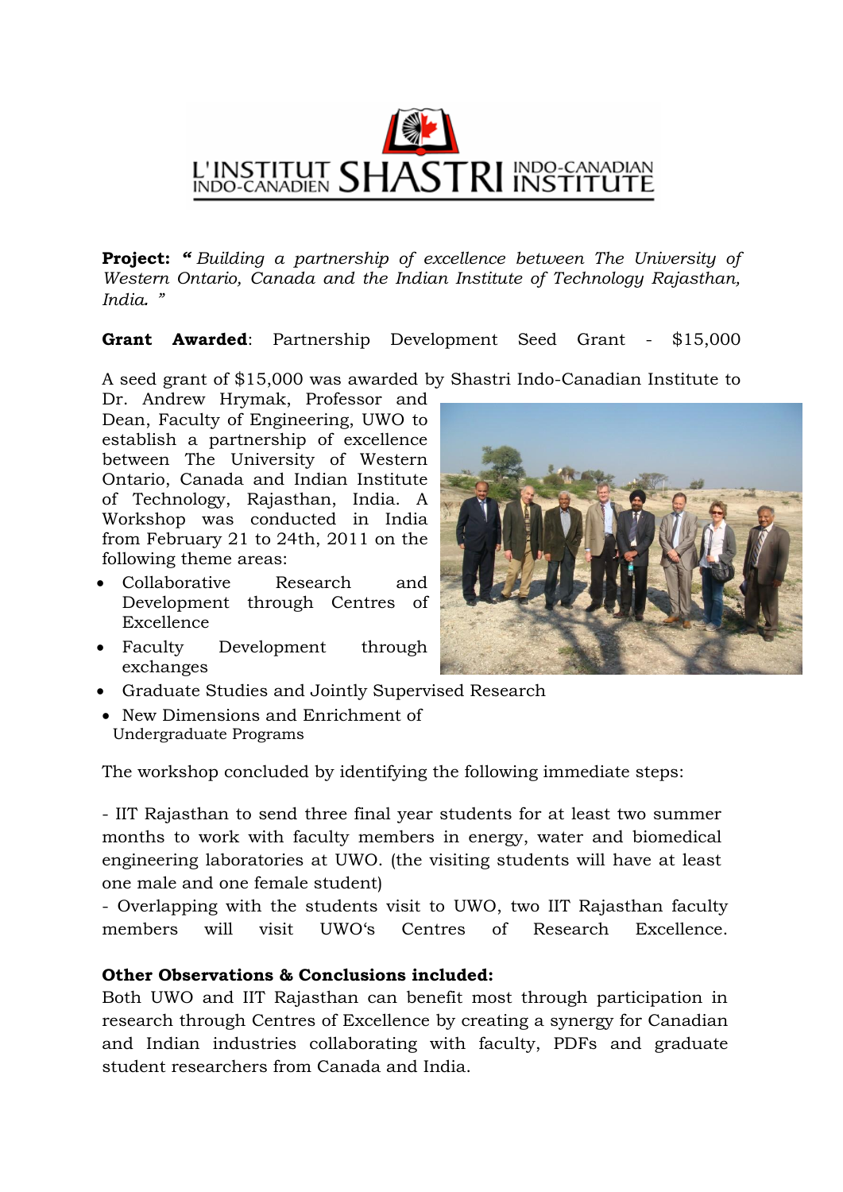L'INSTITUT INDO-CANADIEN SHASTRI INDO-CANADIAN INSTITUTE

**Project:** *" Building a partnership of excellence between The University of Western Ontario, Canada and the Indian Institute of Technology Rajasthan, India. "*

**Grant Awarded**: Partnership Development Seed Grant - $15,000

A seed grant of $15,000 was awarded by Shastri Indo-Canadian Institute to Dr. Andrew Hrymak, Professor and Dean, Faculty of Engineering, UWO to establish a partnership of excellence between The University of Western Ontario, Canada and Indian Institute of Technology, Rajasthan, India. A Workshop was conducted in India from February 21 to 24th, 2011 on the following theme areas:

- Collaborative Research and Development through Centres of Excellence
- Faculty Development through exchanges
- Graduate Studies and Jointly Supervised Research
- New Dimensions and Enrichment of Undergraduate Programs

The workshop concluded by identifying the following immediate steps:

- IIT Rajasthan to send three final year students for at least two summer months to work with faculty members in energy, water and biomedical engineering laboratories at UWO. (the visiting students will have at least one male and one female student)
- Overlapping with the students visit to UWO, two IIT Rajasthan faculty members will visit UWO's Centres of Research Excellence.

**Other Observations & Conclusions included:**

Both UWO and IIT Rajasthan can benefit most through participation in research through Centres of Excellence by creating a synergy for Canadian and Indian industries collaborating with faculty, PDFs and graduate student researchers from Canada and India.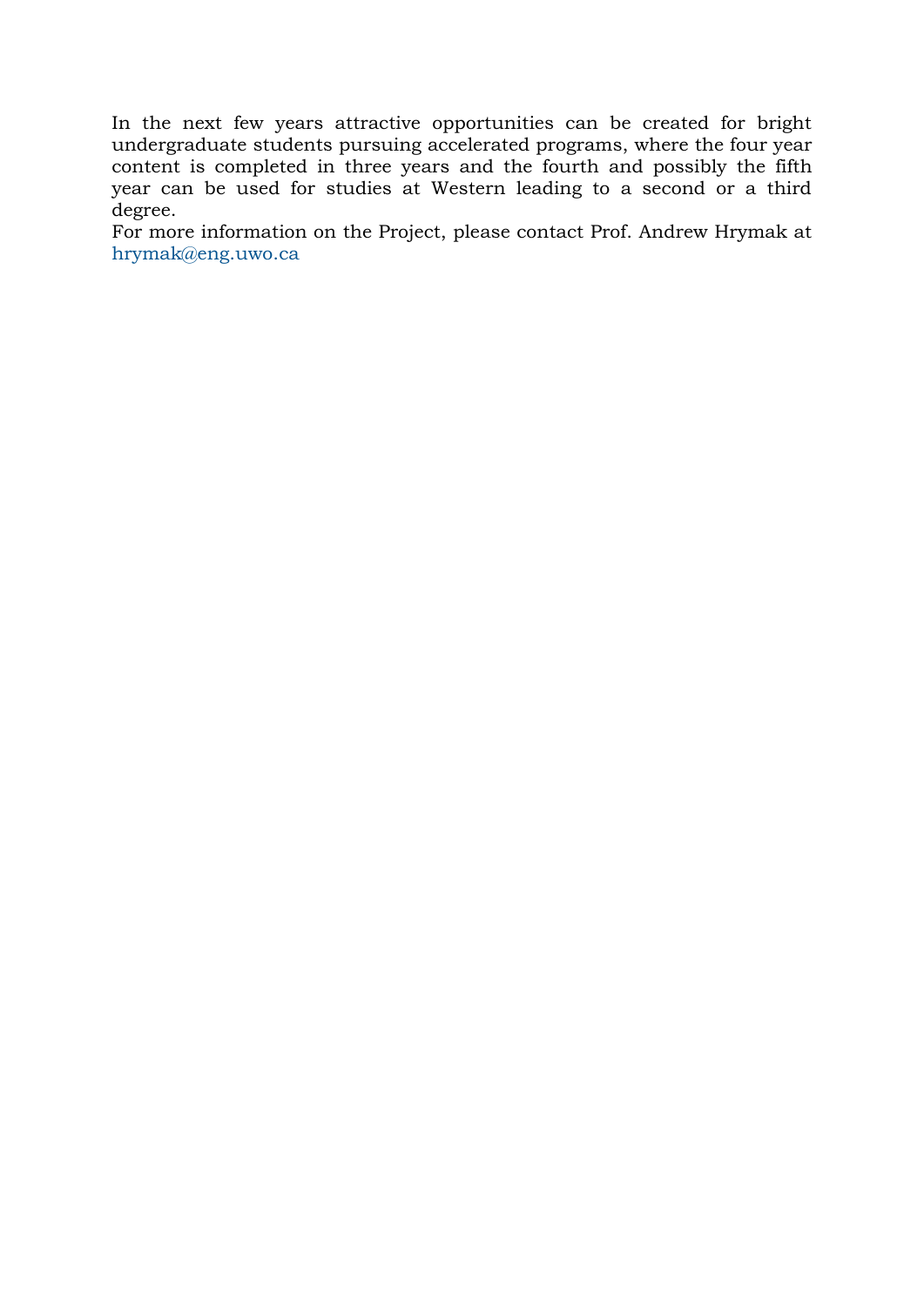In the next few years attractive opportunities can be created for bright undergraduate students pursuing accelerated programs, where the four year content is completed in three years and the fourth and possibly the fifth year can be used for studies at Western leading to a second or a third degree.

For more information on the Project, please contact Prof. Andrew Hrymak at hrymak@eng.uwo.ca